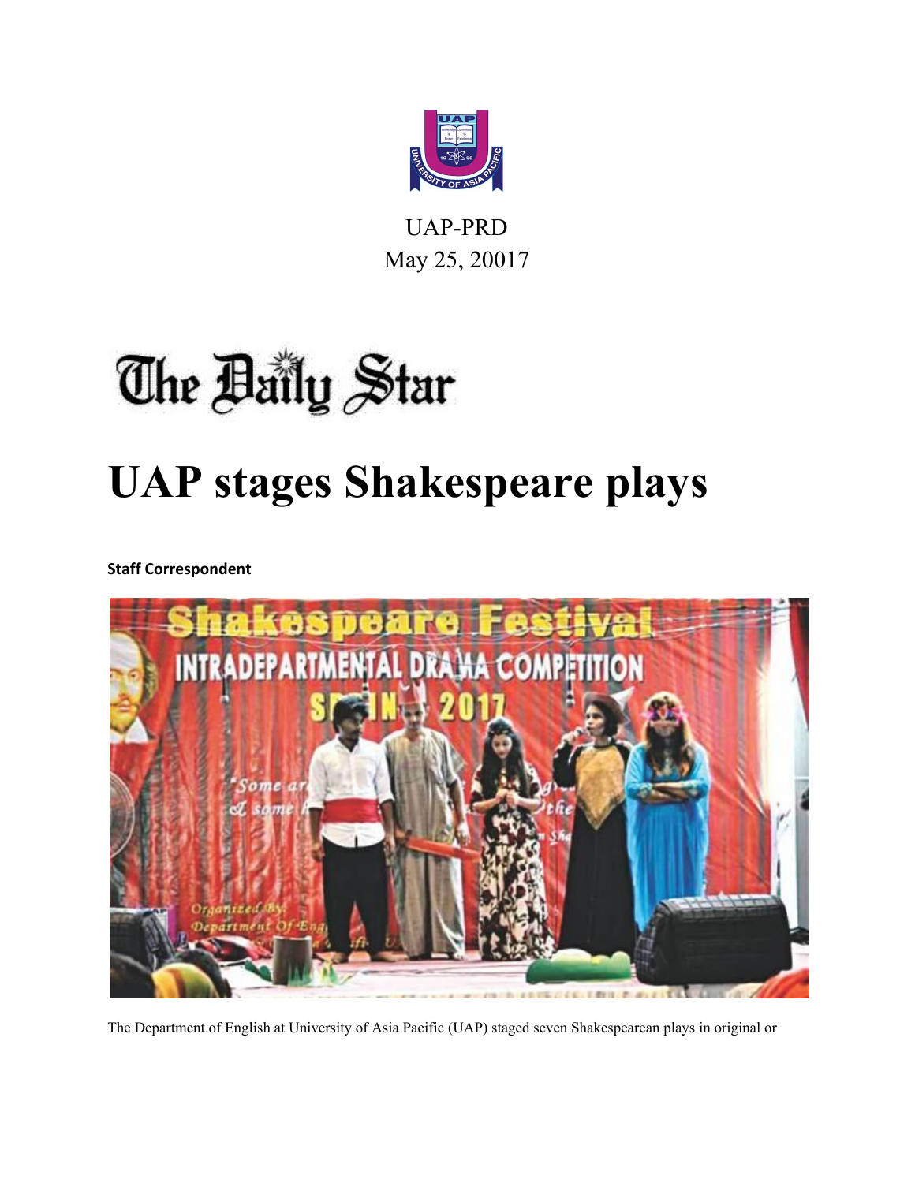UAP-PRD
May 25, 20017

The Daily Star

# UAP stages Shakespeare plays

**Staff Correspondent**

The Department of English at University of Asia Pacific (UAP) staged seven Shakespearean plays in original or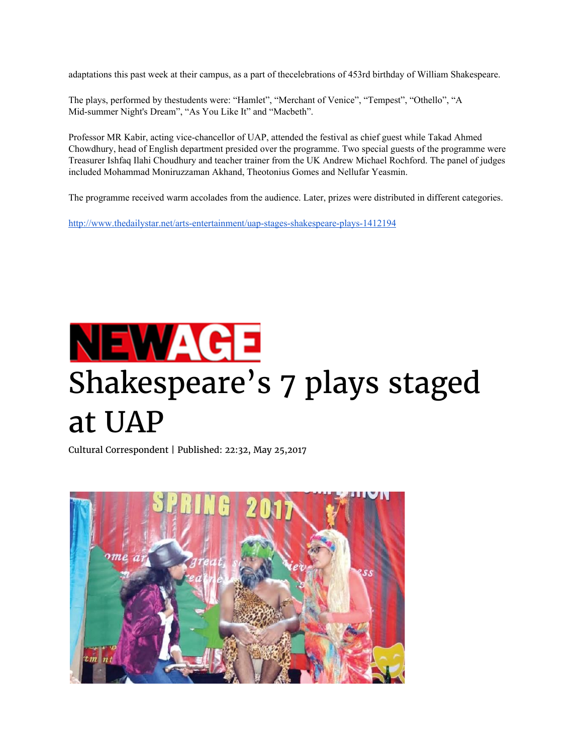adaptations this past week at their campus, as a part of thecelebrations of 453rd birthday of William Shakespeare.

The plays, performed by thestudents were: “Hamlet”, “Merchant of Venice”, “Tempest”, “Othello”, “A Mid-summer Night's Dream”, “As You Like It” and “Macbeth”.

Professor MR Kabir, acting vice-chancellor of UAP, attended the festival as chief guest while Takad Ahmed Chowdhury, head of English department presided over the programme. Two special guests of the programme were Treasurer Ishfaq Ilahi Choudhury and teacher trainer from the UK Andrew Michael Rochford. The panel of judges included Mohammad Moniruzzaman Akhand, Theotonius Gomes and Nellufar Yeasmin.

The programme received warm accolades from the audience. Later, prizes were distributed in different categories.

http://www.thedailystar.net/arts-entertainment/uap-stages-shakespeare-plays-1412194

NEWAGE

# Shakespeare’s 7 plays staged at UAP

Cultural Correspondent | Published: 22:32, May 25,2017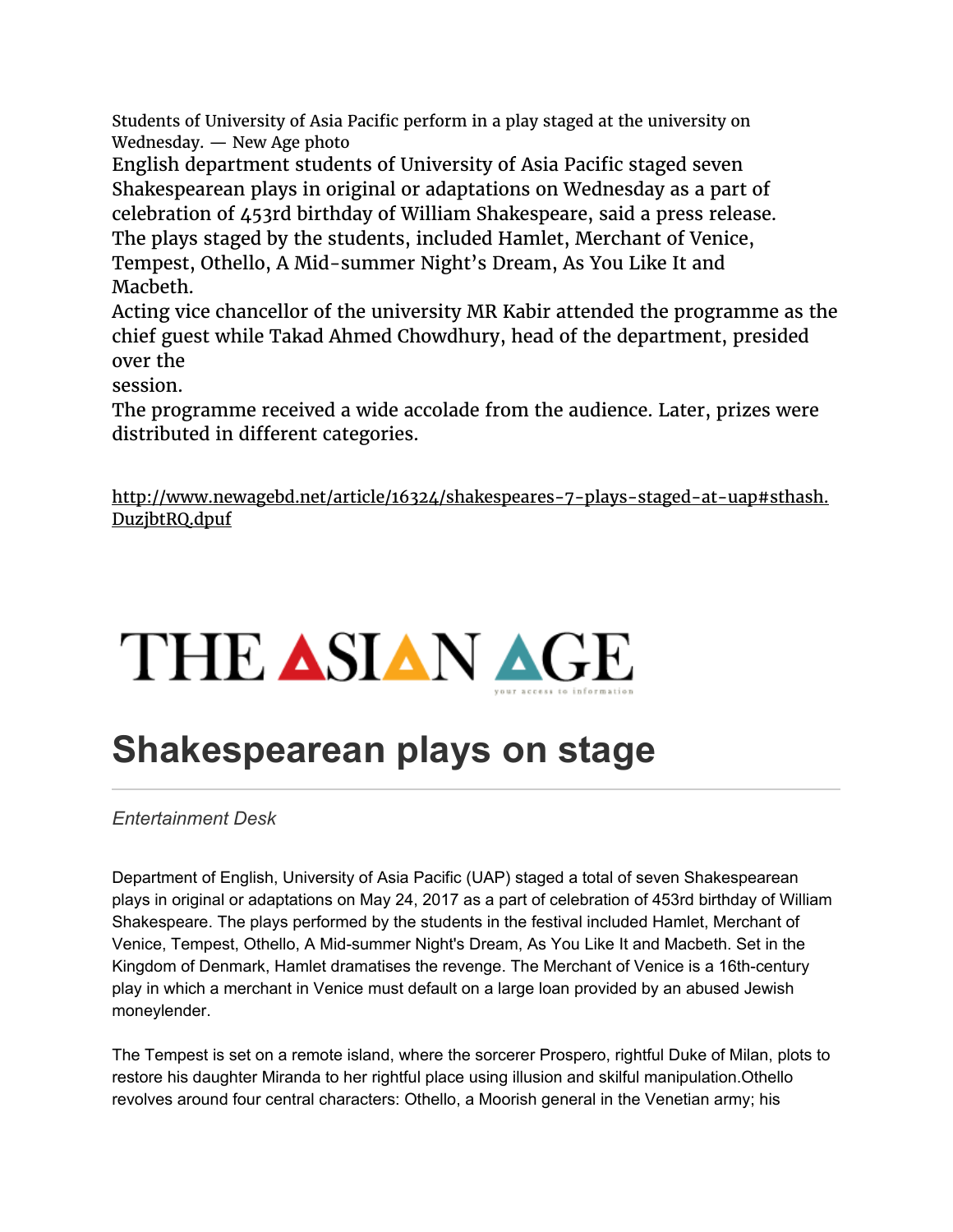Students of University of Asia Pacific perform in a play staged at the university on Wednesday. — New Age photo

English department students of University of Asia Pacific staged seven Shakespearean plays in original or adaptations on Wednesday as a part of celebration of 453rd birthday of William Shakespeare, said a press release.

The plays staged by the students, included Hamlet, Merchant of Venice, Tempest, Othello, A Mid-summer Night's Dream, As You Like It and Macbeth.

Acting vice chancellor of the university MR Kabir attended the programme as the chief guest while Takad Ahmed Chowdhury, head of the department, presided over the session.

The programme received a wide accolade from the audience. Later, prizes were distributed in different categories.

http://www.newagebd.net/article/16324/shakespeares-7-plays-staged-at-uap#sthash.DuzjbtRQ.dpuf

THE ASIAN AGE

your access to information

# Shakespearean plays on stage

*Entertainment Desk*

Department of English, University of Asia Pacific (UAP) staged a total of seven Shakespearean plays in original or adaptations on May 24, 2017 as a part of celebration of 453rd birthday of William Shakespeare. The plays performed by the students in the festival included Hamlet, Merchant of Venice, Tempest, Othello, A Mid-summer Night's Dream, As You Like It and Macbeth. Set in the Kingdom of Denmark, Hamlet dramatises the revenge. The Merchant of Venice is a 16th-century play in which a merchant in Venice must default on a large loan provided by an abused Jewish moneylender.

The Tempest is set on a remote island, where the sorcerer Prospero, rightful Duke of Milan, plots to restore his daughter Miranda to her rightful place using illusion and skilful manipulation.Othello revolves around four central characters: Othello, a Moorish general in the Venetian army; his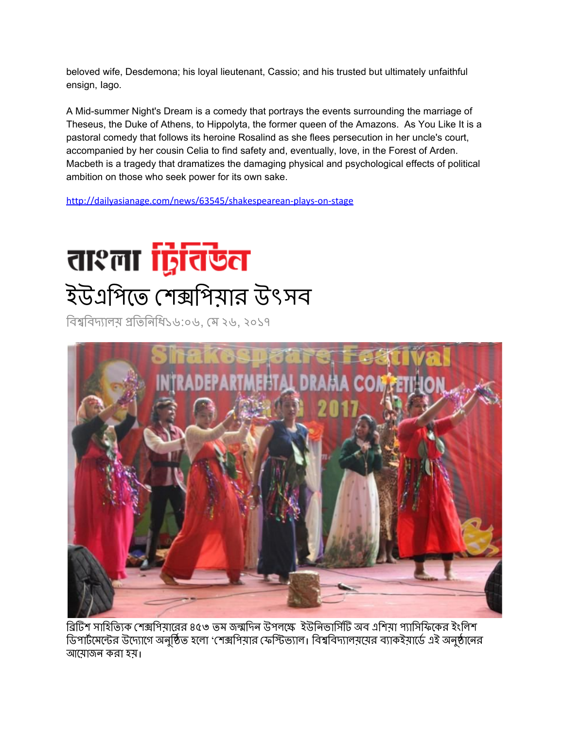beloved wife, Desdemona; his loyal lieutenant, Cassio; and his trusted but ultimately unfaithful ensign, Iago.

A Mid-summer Night's Dream is a comedy that portrays the events surrounding the marriage of Theseus, the Duke of Athens, to Hippolyta, the former queen of the Amazons. As You Like It is a pastoral comedy that follows its heroine Rosalind as she flees persecution in her uncle's court, accompanied by her cousin Celia to find safety and, eventually, love, in the Forest of Arden. Macbeth is a tragedy that dramatizes the damaging physical and psychological effects of political ambition on those who seek power for its own sake.

http://dailyasianage.com/news/63545/shakespearean-plays-on-stage

# বাংলা ট্রিবিউন

# ইউএপিতে শেক্সপিয়ার উৎসব

বিশ্ববিদ্যালয় প্রতিনিধি১৬:০৬, মে ২৬, ২০১৭

ব্রিটিশ সাহিত্যিক শেক্সপিয়ারের ৪৫৩ তম জন্মদিন উপলক্ষে ইউনিভার্সিটি অব এশিয়া প্যাসিফিকের ইংলিশ ডিপার্টমেন্টের উদ্যোগে অনুষ্ঠিত হলো 'শেক্সপিয়ার ফেস্টিভ্যাল। বিশ্ববিদ্যালয়ের ব্যাকইয়ার্ডে এই অনুষ্ঠানের আয়োজন করা হয়।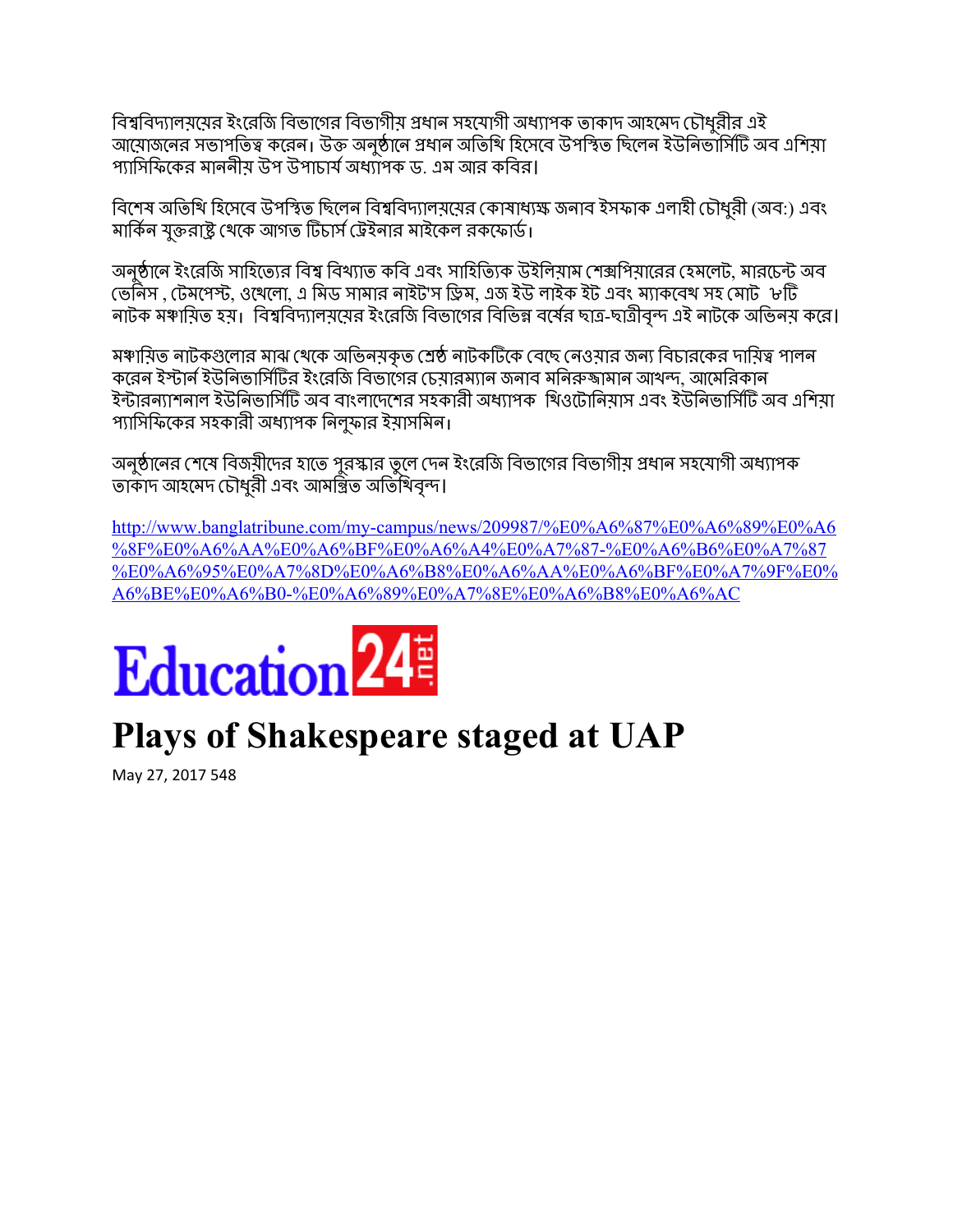বিশ্ববিদ্যালয়ের ইংরেজি বিভাগের বিভাগীয় প্রধান সহযোগী অধ্যাপক তাকাদ আহমেদ চৌধুরীর এই আয়োজনের সভাপতিত্ব করেন। উক্ত অনুষ্ঠানে প্রধান অতিথি হিসেবে উপস্থিত ছিলেন ইউনিভার্সিটি অব এশিয়া প্যাসিফিকের মাননীয় উপ উপাচার্য অধ্যাপক ড. এম আর কবির।

বিশেষ অতিথি হিসেবে উপস্থিত ছিলেন বিশ্ববিদ্যালয়ের কোষাধ্যক্ষ জনাব ইসফাক এলাহী চৌধুরী (অব:) এবং মার্কিন যুক্তরাষ্ট্র থেকে আগত টিচার্স ট্রেইনার মাইকেল রকফোর্ড।

অনুষ্ঠানে ইংরেজি সাহিত্যের বিশ্ব বিখ্যাত কবি এবং সাহিত্যিক উইলিয়াম শেক্সপিয়ারের হেমলেট, মারচেন্ট অব ভেনিস , টেমপেস্ট, ওথেলো, এ মিড সামার নাইট'স ড্রিম, এজ ইউ লাইক ইট এবং ম্যাকবেথ সহ মোট ৮টি নাটক মঞ্চায়িত হয়। বিশ্ববিদ্যালয়ের ইংরেজি বিভাগের বিভিন্ন বর্ষের ছাত্র-ছাত্রীবৃন্দ এই নাটকে অভিনয় করে।

মঞ্চায়িত নাটকগুলোর মাঝ থেকে অভিনয়কৃত শ্রেষ্ঠ নাটকটিকে বেছে নেওয়ার জন্য বিচারকের দায়িত্ব পালন করেন ইস্টার্ন ইউনিভার্সিটির ইংরেজি বিভাগের চেয়ারম্যান জনাব মনিরুজ্জামান আখন্দ, আমেরিকান ইন্টারন্যাশনাল ইউনিভার্সিটি অব বাংলাদেশের সহকারী অধ্যাপক থিওটোনিয়াস এবং ইউনিভার্সিটি অব এশিয়া প্যাসিফিকের সহকারী অধ্যাপক নিলুফার ইয়াসমিন।

অনুষ্ঠানের শেষে বিজয়ীদের হাতে পুরস্কার তুলে দেন ইংরেজি বিভাগের বিভাগীয় প্রধান সহযোগী অধ্যাপক তাকাদ আহমেদ চৌধুরী এবং আমন্ত্রিত অতিথিবৃন্দ।

http://www.banglatribune.com/my-campus/news/209987/%E0%A6%87%E0%A6%89%E0%A6%8F%E0%A6%AA%E0%A6%BF%E0%A6%A4%E0%A7%87-%E0%A6%B6%E0%A7%87%E0%A6%95%E0%A7%8D%E0%A6%B8%E0%A6%AA%E0%A6%BF%E0%A7%9F%E0%A6%BE%E0%A6%B0-%E0%A6%89%E0%A7%8E%E0%A6%B8%E0%A6%AC

Education24.net

# Plays of Shakespeare staged at UAP

May 27, 2017 548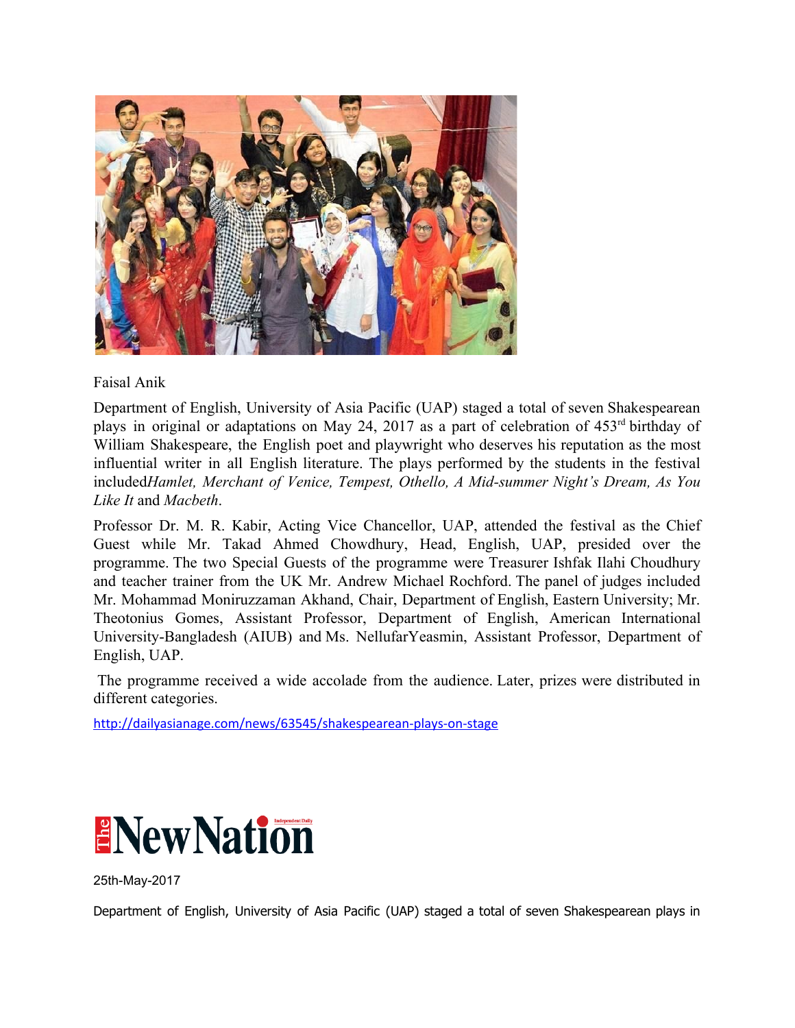Faisal Anik

Department of English, University of Asia Pacific (UAP) staged a total of seven Shakespearean plays in original or adaptations on May 24, 2017 as a part of celebration of 453rd birthday of William Shakespeare, the English poet and playwright who deserves his reputation as the most influential writer in all English literature. The plays performed by the students in the festival included*Hamlet, Merchant of Venice, Tempest, Othello, A Mid-summer Night's Dream, As You Like It* and *Macbeth*.

Professor Dr. M. R. Kabir, Acting Vice Chancellor, UAP, attended the festival as the Chief Guest while Mr. Takad Ahmed Chowdhury, Head, English, UAP, presided over the programme. The two Special Guests of the programme were Treasurer Ishfak Ilahi Choudhury and teacher trainer from the UK Mr. Andrew Michael Rochford. The panel of judges included Mr. Mohammad Moniruzzaman Akhand, Chair, Department of English, Eastern University; Mr. Theotonius Gomes, Assistant Professor, Department of English, American International University-Bangladesh (AIUB) and Ms. NellufarYeasmin, Assistant Professor, Department of English, UAP.

The programme received a wide accolade from the audience. Later, prizes were distributed in different categories.

http://dailyasianage.com/news/63545/shakespearean-plays-on-stage

# The New Nation

25th-May-2017

Department of English, University of Asia Pacific (UAP) staged a total of seven Shakespearean plays in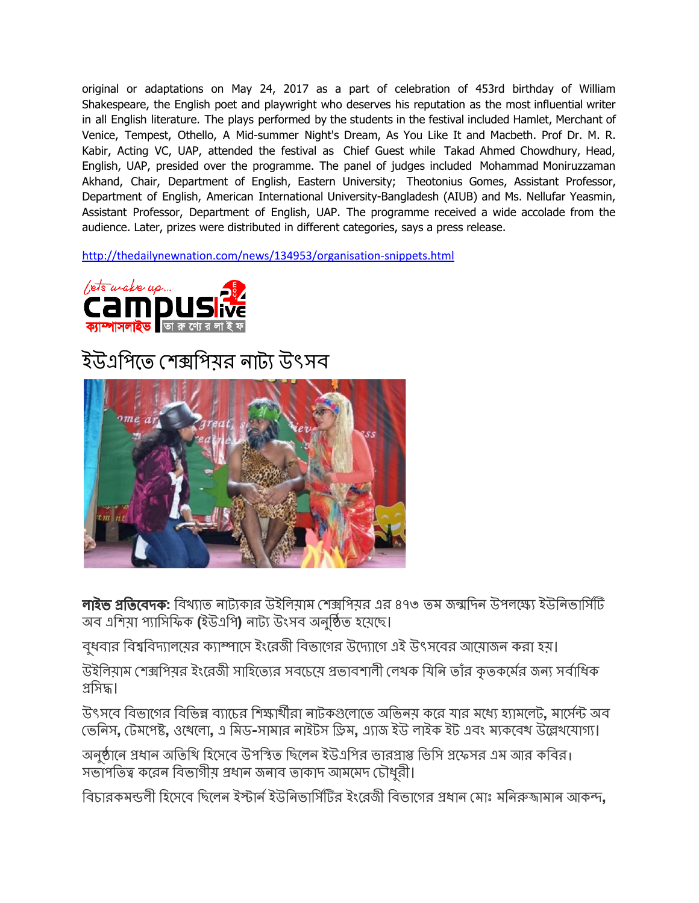original or adaptations on May 24, 2017 as a part of celebration of 453rd birthday of William Shakespeare, the English poet and playwright who deserves his reputation as the most influential writer in all English literature. The plays performed by the students in the festival included Hamlet, Merchant of Venice, Tempest, Othello, A Mid-summer Night's Dream, As You Like It and Macbeth. Prof Dr. M. R. Kabir, Acting VC, UAP, attended the festival as Chief Guest while Takad Ahmed Chowdhury, Head, English, UAP, presided over the programme. The panel of judges included Mohammad Moniruzzaman Akhand, Chair, Department of English, Eastern University; Theotonius Gomes, Assistant Professor, Department of English, American International University-Bangladesh (AIUB) and Ms. Nellufar Yeasmin, Assistant Professor, Department of English, UAP. The programme received a wide accolade from the audience. Later, prizes were distributed in different categories, says a press release.

http://thedailynewnation.com/news/134953/organisation-snippets.html

lets wake up... campuslive24 ক্যাম্পাসলাইভ তারুণ্যের লাইফ

# ইউএপিতে শেক্সপিয়র নাট্য উৎসব

**লাইভ প্রতিবেদক:** বিখ্যাত নাট্যকার উইলিয়াম শেক্সপিয়র এর ৪৭৩ তম জন্মদিন উপলক্ষ্যে ইউনিভার্সিটি অব এশিয়া প্যাসিফিক (ইউএপি) নাট্য উৎসব অনুষ্ঠিত হয়েছে।

বুধবার বিশ্ববিদ্যালয়ের ক্যাম্পাসে ইংরেজী বিভাগের উদ্যোগে এই উৎসবের আয়োজন করা হয়।

উইলিয়াম শেক্সপিয়র ইংরেজী সাহিত্যের সবচেয়ে প্রভাবশালী লেখক যিনি তাঁর কৃতকর্মের জন্য সর্বাধিক প্রসিদ্ধ।

উৎসবে বিভাগের বিভিন্ন ব্যাচের শিক্ষার্থীরা নাটকগুলোতে অভিনয় করে যার মধ্যে হ্যামলেট, মার্সেন্ট অব ভেনিস, টেমপেস্ট, ওথেলো, এ মিড-সামার নাইটস ড্রিম, এ্যাজ ইউ লাইক ইট এবং ম্যাকবেথ উল্লেখযোগ্য।

অনুষ্ঠানে প্রধান অতিথি হিসেবে উপস্থিত ছিলেন ইউএপির ভারপ্রাপ্ত ভিসি প্রফেসর এম আর কবির। সভাপতিত্ব করেন বিভাগীয় প্রধান জনাব তাকাদ আমমেদ চৌধুরী।

বিচারকমন্ডলী হিসেবে ছিলেন ইস্টার্ন ইউনিভার্সিটির ইংরেজী বিভাগের প্রধান মোঃ মনিরুজ্জামান আকন্দ,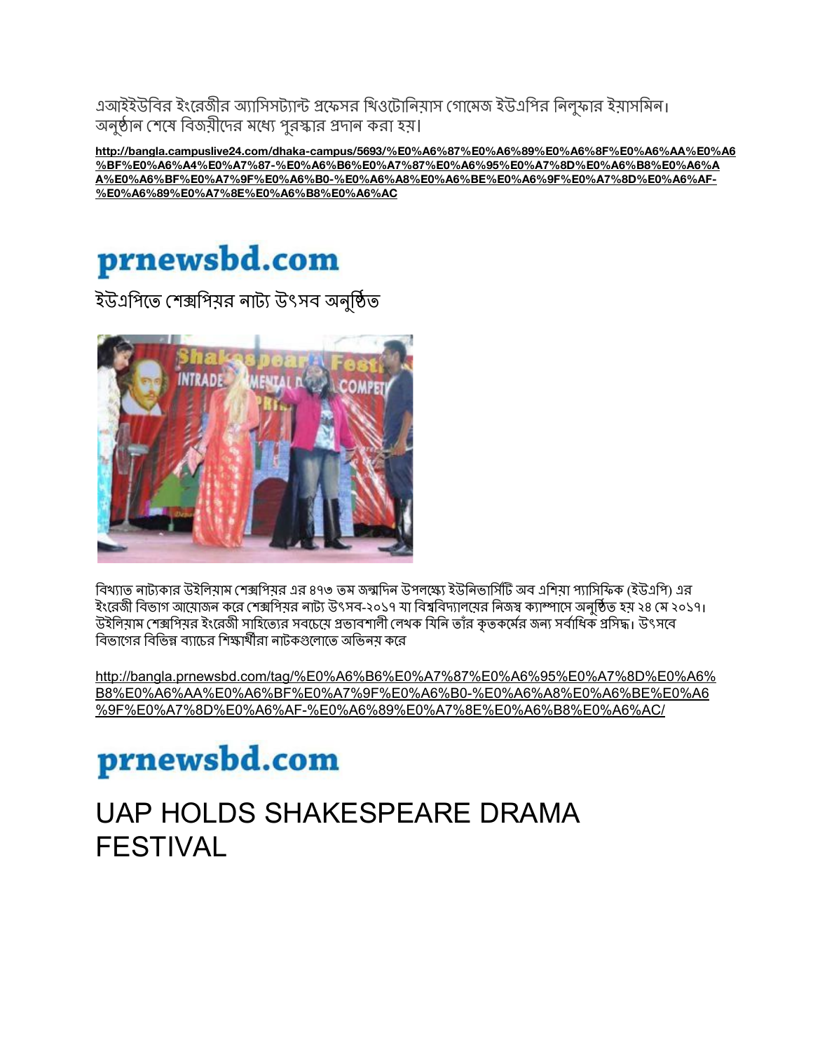এআইইউবির ইংরেজীর অ্যাসিসট্যান্ট প্রফেসর খিওটোনিয়াস গোমেজ ইউএপির নিলুফার ইয়াসমিন। অনুষ্ঠান শেষে বিজয়ীদের মধ্যে পুরস্কার প্রদান করা হয়।

**http://bangla.campuslive24.com/dhaka-campus/5693/%E0%A6%87%E0%A6%89%E0%A6%8F%E0%A6%AA%E0%A6%BF%E0%A6%A4%E0%A7%87-%E0%A6%B6%E0%A7%87%E0%A6%95%E0%A7%8D%E0%A6%B8%E0%A6%AA%E0%A6%BF%E0%A7%9F%E0%A6%B0-%E0%A6%A8%E0%A6%BE%E0%A6%9F%E0%A7%8D%E0%A6%AF-%E0%A6%89%E0%A7%8E%E0%A6%B8%E0%A6%AC**

# prnewsbd.com

ইউএপিতে শেক্সপিয়র নাট্য উৎসব অনুষ্ঠিত

বিখ্যাত নাট্যকার উইলিয়াম শেক্সপিয়র এর ৪৭৩ তম জন্মদিন উপলক্ষ্যে ইউনিভার্সিটি অব এশিয়া প্যাসিফিক (ইউএপি) এর ইংরেজী বিভাগ আয়োজন করে শেক্সপিয়র নাট্য উৎসব-২০১৭ যা বিশ্ববিদ্যালয়ের নিজস্ব ক্যাম্পাসে অনুষ্ঠিত হয় ২৪ মে ২০১৭। উইলিয়াম শেক্সপিয়র ইংরেজী সাহিত্যের সবচেয়ে প্রভাবশালী লেখক যিনি তাঁর কৃতকর্মের জন্য সর্বাধিক প্রসিদ্ধ। উৎসবে বিভাগের বিভিন্ন ব্যাচের শিক্ষার্থীরা নাটকগুলোতে অভিনয় করে

http://bangla.prnewsbd.com/tag/%E0%A6%B6%E0%A7%87%E0%A6%95%E0%A7%8D%E0%A6%B8%E0%A6%AA%E0%A6%BF%E0%A7%9F%E0%A6%B0-%E0%A6%A8%E0%A6%BE%E0%A6%9F%E0%A7%8D%E0%A6%AF-%E0%A6%89%E0%A7%8E%E0%A6%B8%E0%A6%AC/

# prnewsbd.com

# UAP HOLDS SHAKESPEARE DRAMA FESTIVAL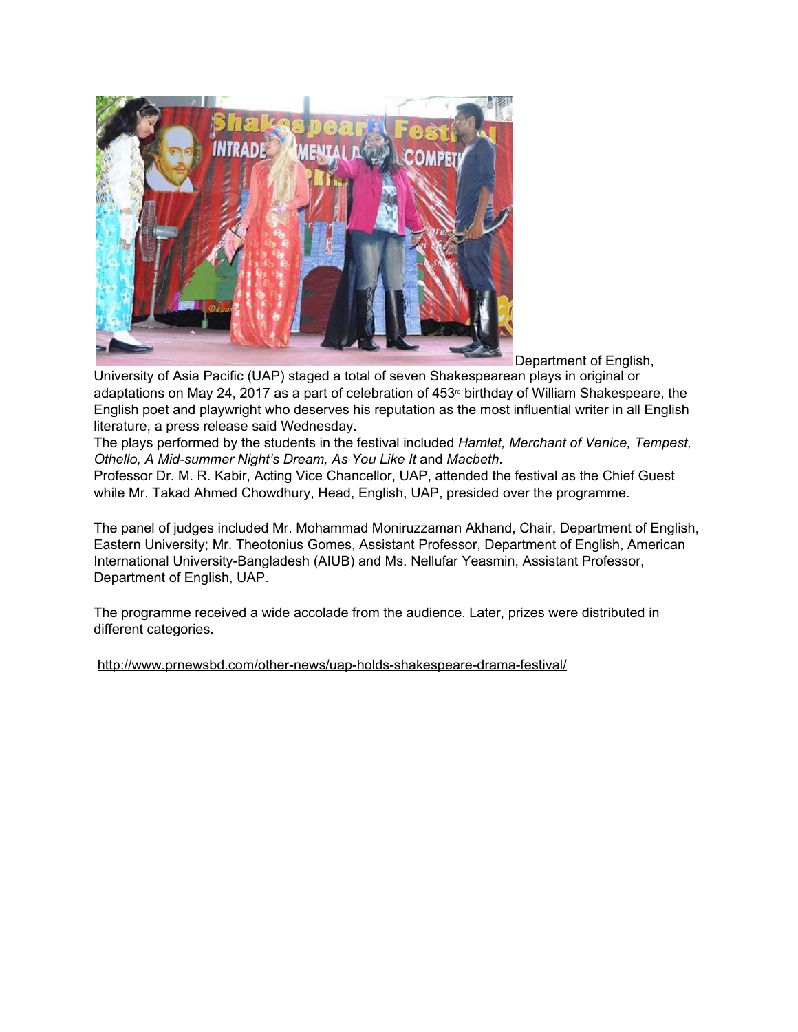Department of English, University of Asia Pacific (UAP) staged a total of seven Shakespearean plays in original or adaptations on May 24, 2017 as a part of celebration of 453rd birthday of William Shakespeare, the English poet and playwright who deserves his reputation as the most influential writer in all English literature, a press release said Wednesday.

The plays performed by the students in the festival included *Hamlet, Merchant of Venice, Tempest, Othello, A Mid-summer Night's Dream, As You Like It* and *Macbeth*.

Professor Dr. M. R. Kabir, Acting Vice Chancellor, UAP, attended the festival as the Chief Guest while Mr. Takad Ahmed Chowdhury, Head, English, UAP, presided over the programme.

The panel of judges included Mr. Mohammad Moniruzzaman Akhand, Chair, Department of English, Eastern University; Mr. Theotonius Gomes, Assistant Professor, Department of English, American International University-Bangladesh (AIUB) and Ms. Nellufar Yeasmin, Assistant Professor, Department of English, UAP.

The programme received a wide accolade from the audience. Later, prizes were distributed in different categories.

http://www.prnewsbd.com/other-news/uap-holds-shakespeare-drama-festival/